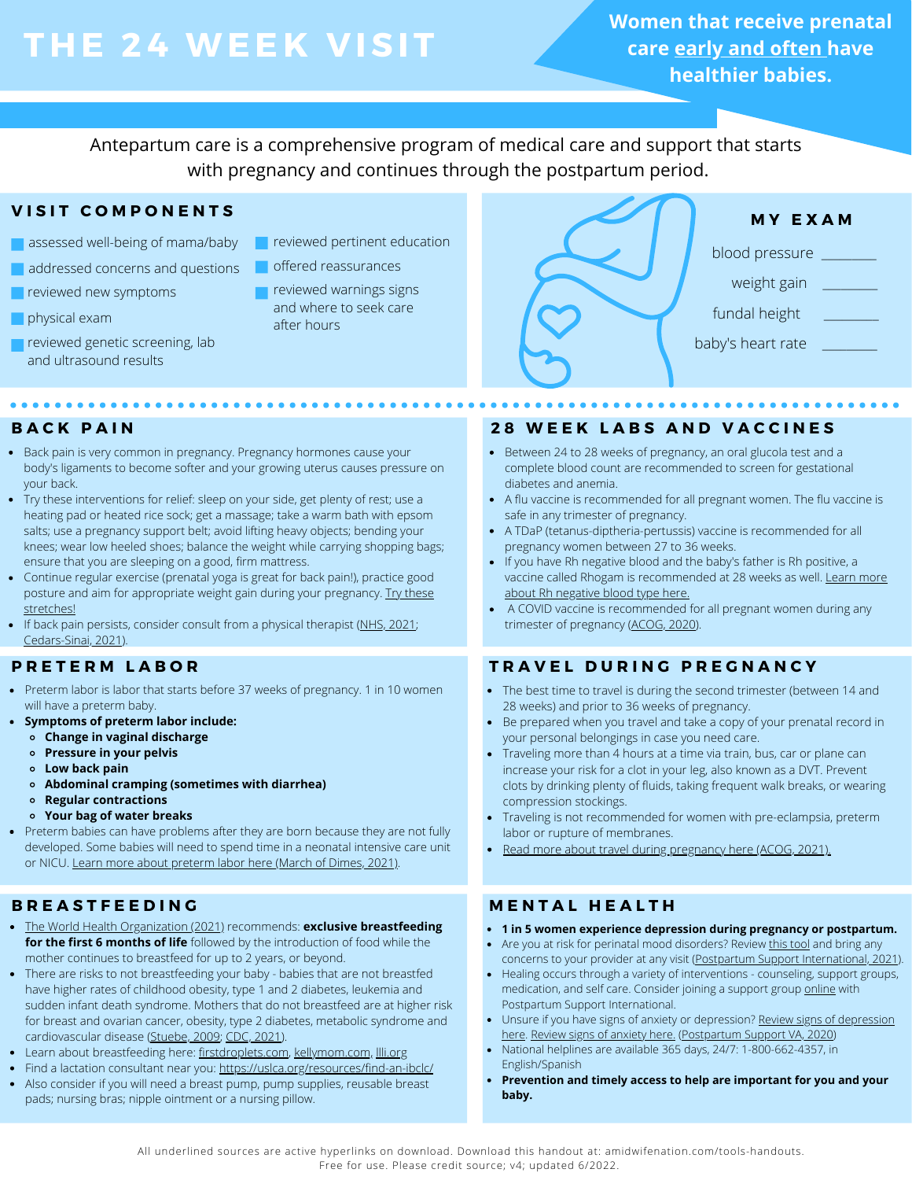# THE 24 WEEK VISIT

**Women that receive prenatal care early and often have healthier babies.**

Antepartum care is a comprehensive program of medical care and support that starts with pregnancy and continues through the postpartum period.

## VISIT COMPONENTS

- assessed well-being of mama/baby
- addressed concerns and questions
- reviewed new symptoms
- physical exam
- reviewed genetic screening, lab and ultrasound results
- reviewed pertinent education
- offered reassurances
- reviewed warnings signs and where to seek care after hours

## MY EXAM

blood pressure _______

weight gain _______

fundal height _______

baby's heart rate _______

## BACK PAIN

- Back pain is very common in pregnancy. Pregnancy hormones cause your body's ligaments to become softer and your growing uterus causes pressure on your back.
- Try these interventions for relief: sleep on your side, get plenty of rest; use a heating pad or heated rice sock; get a massage; take a warm bath with epsom salts; use a pregnancy support belt; avoid lifting heavy objects; bending your knees; wear low heeled shoes; balance the weight while carrying shopping bags; ensure that you are sleeping on a good, firm mattress.
- Continue regular exercise (prenatal yoga is great for back pain!), practice good posture and aim for appropriate weight gain during your pregnancy. Try these stretches!
- If back pain persists, consider consult from a physical therapist (NHS, 2021; Cedars-Sinai, 2021).

## 28 WEEK LABS AND VACCINES

- Between 24 to 28 weeks of pregnancy, an oral glucola test and a complete blood count are recommended to screen for gestational diabetes and anemia.
- A flu vaccine is recommended for all pregnant women. The flu vaccine is safe in any trimester of pregnancy.
- A TDaP (tetanus-diptheria-pertussis) vaccine is recommended for all pregnancy women between 27 to 36 weeks.
- If you have Rh negative blood and the baby's father is Rh positive, a vaccine called Rhogam is recommended at 28 weeks as well. Learn more about Rh negative blood type here.
- A COVID vaccine is recommended for all pregnant women during any trimester of pregnancy (ACOG, 2020).

## PRETERM LABOR

- Preterm labor is labor that starts before 37 weeks of pregnancy. 1 in 10 women will have a preterm baby.
- **Symptoms of preterm labor include:**
  - **Change in vaginal discharge**
  - **Pressure in your pelvis**
  - **Low back pain**
  - **Abdominal cramping (sometimes with diarrhea)**
  - **Regular contractions**
  - **Your bag of water breaks**
- Preterm babies can have problems after they are born because they are not fully developed. Some babies will need to spend time in a neonatal intensive care unit or NICU. Learn more about preterm labor here (March of Dimes, 2021).

## TRAVEL DURING PREGNANCY

- The best time to travel is during the second trimester (between 14 and 28 weeks) and prior to 36 weeks of pregnancy.
- Be prepared when you travel and take a copy of your prenatal record in your personal belongings in case you need care.
- Traveling more than 4 hours at a time via train, bus, car or plane can increase your risk for a clot in your leg, also known as a DVT. Prevent clots by drinking plenty of fluids, taking frequent walk breaks, or wearing compression stockings.
- Traveling is not recommended for women with pre-eclampsia, preterm labor or rupture of membranes.
- Read more about travel during pregnancy here (ACOG, 2021).

## BREASTFEEDING

- The World Health Organization (2021) recommends: **exclusive breastfeeding for the first 6 months of life** followed by the introduction of food while the mother continues to breastfeed for up to 2 years, or beyond.
- There are risks to not breastfeeding your baby - babies that are not breastfed have higher rates of childhood obesity, type 1 and 2 diabetes, leukemia and sudden infant death syndrome. Mothers that do not breastfeed are at higher risk for breast and ovarian cancer, obesity, type 2 diabetes, metabolic syndrome and cardiovascular disease (Stuebe, 2009; CDC, 2021).
- Learn about breastfeeding here: firstdroplets.com, kellymom.com, llli.org
- Find a lactation consultant near you: https://uslca.org/resources/find-an-ibclc/
- Also consider if you will need a breast pump, pump supplies, reusable breast pads; nursing bras; nipple ointment or a nursing pillow.

## MENTAL HEALTH

- **1 in 5 women experience depression during pregnancy or postpartum.**
- Are you at risk for perinatal mood disorders? Review this tool and bring any concerns to your provider at any visit (Postpartum Support International, 2021).
- Healing occurs through a variety of interventions - counseling, support groups, medication, and self care. Consider joining a support group online with Postpartum Support International.
- Unsure if you have signs of anxiety or depression? Review signs of depression here. Review signs of anxiety here. (Postpartum Support VA, 2020)
- National helplines are available 365 days, 24/7: 1-800-662-4357, in English/Spanish
- **Prevention and timely access to help are important for you and your baby.**

All underlined sources are active hyperlinks on download. Download this handout at: amidwifenation.com/tools-handouts. Free for use. Please credit source; v4; updated 6/2022.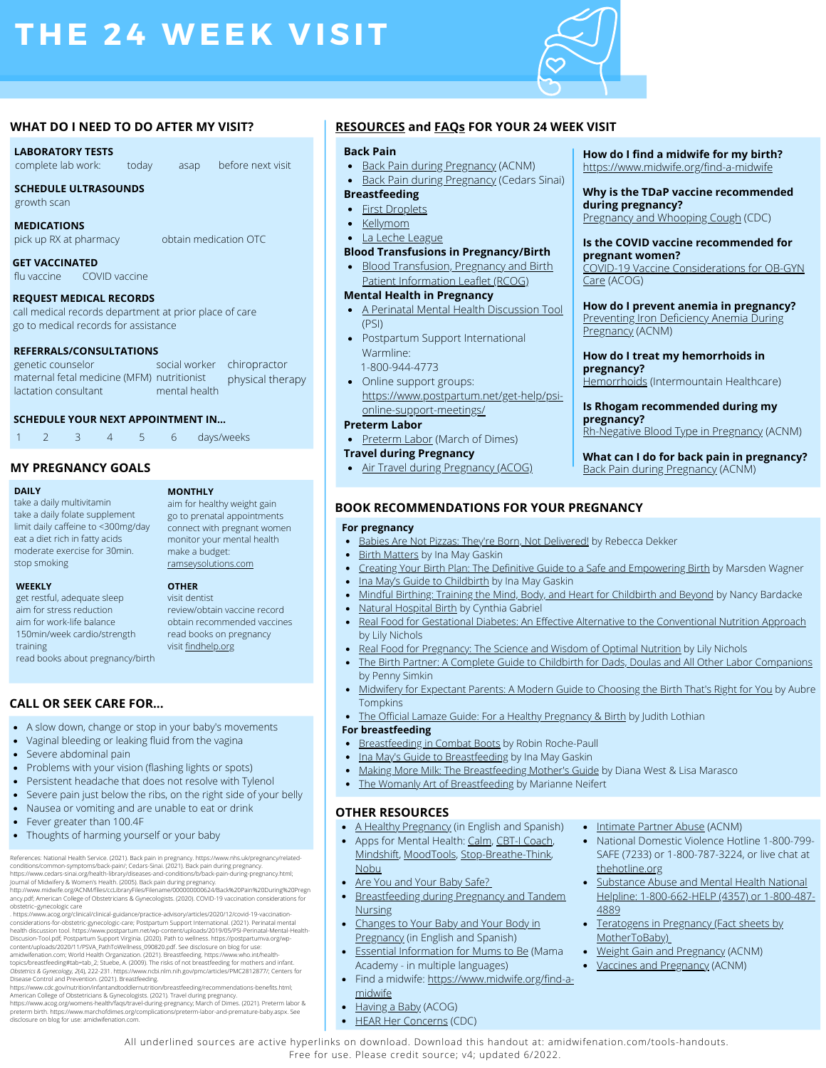# THE 24 WEEK VISIT

## WHAT DO I NEED TO DO AFTER MY VISIT?

**LABORATORY TESTS**
complete lab work: today asap before next visit

**SCHEDULE ULTRASOUNDS**
growth scan

**MEDICATIONS**
pick up RX at pharmacy obtain medication OTC

**GET VACCINATED**
flu vaccine COVID vaccine

**REQUEST MEDICAL RECORDS**
call medical records department at prior place of care
go to medical records for assistance

**REFERRALS/CONSULTATIONS**
genetic counselor
maternal fetal medicine (MFM)
lactation consultant
social worker
nutritionist
mental health
chiropractor
physical therapy

**SCHEDULE YOUR NEXT APPOINTMENT IN...**
1 2 3 4 5 6 days/weeks

## MY PREGNANCY GOALS

**DAILY**
take a daily multivitamin
take a daily folate supplement
limit daily caffeine to <300mg/day
eat a diet rich in fatty acids
moderate exercise for 30min.
stop smoking

**MONTHLY**
aim for healthy weight gain
go to prenatal appointments
connect with pregnant women
monitor your mental health
make a budget: ramseysolutions.com

**WEEKLY**
get restful, adequate sleep
aim for stress reduction
aim for work-life balance
150min/week cardio/strength training
read books about pregnancy/birth

**OTHER**
visit dentist
review/obtain vaccine record
obtain recommended vaccines
read books on pregnancy
visit findhelp.org

## CALL OR SEEK CARE FOR...

- A slow down, change or stop in your baby's movements
- Vaginal bleeding or leaking fluid from the vagina
- Severe abdominal pain
- Problems with your vision (flashing lights or spots)
- Persistent headache that does not resolve with Tylenol
- Severe pain just below the ribs, on the right side of your belly
- Nausea or vomiting and are unable to eat or drink
- Fever greater than 100.4F
- Thoughts of harming yourself or your baby

References: National Health Service. (2021). Back pain in pregnancy. https://www.nhs.uk/pregnancy/related-conditions/common-symptoms/back-pain/; Cedars-Sinai. (2021). Back pain during pregnancy. https://www.cedars-sinai.org/health-library/diseases-and-conditions/b/back-pain-during-pregnancy.html; Journal of Midwifery & Women's Health. (2005). Back pain during pregnancy. http://www.midwife.org/ACNM/files/ccLibraryFiles/Filename/000000000624/Back%20Pain%20During%20Pregnancy.pdf; American College of Obstetricians & Gynecologists. (2020). COVID-19 vaccination considerations for obstetric-gynecologic care . https://www.acog.org/clinical/clinical-guidance/practice-advisory/articles/2020/12/covid-19-vaccination-considerations-for-obstetric-gynecologic-care; Postpartum Support International. (2021). Perinatal mental health discussion tool. https://www.postpartum.net/wp-content/uploads/2019/05/PSI-Perinatal-Mental-Health-Discussion-Tool.pdf; Postpartum Support Virginia. (2020). Path to wellness. https://postpartumva.org/wp-content/uploads/2020/11/PSVA_PathToWellness_090820.pdf. See disclosure on blog for use: amidwifenation.com; World Health Organization. (2021). Breastfeeding. https://www.who.int/health-topics/breastfeeding#tab=tab_2; Stuebe, A. (2009). The risks of not breastfeeding for mothers and infant. *Obstetrics & Gynecology, 2*(4), 222-231. https://www.ncbi.nlm.nih.gov/pmc/articles/PMC2812877/; Centers for Disease Control and Prevention. (2021). Breastfeeding. https://www.cdc.gov/nutrition/infantandtoddlernutrition/breastfeeding/recommendations-benefits.html; American College of Obstetricians & Gynecologists. (2021). Travel during pregnancy. https://www.acog.org/womens-health/faqs/travel-during-pregnancy; March of Dimes. (2021). Preterm labor & preterm birth. https://www.marchofdimes.org/complications/preterm-labor-and-premature-baby.aspx. See disclosure on blog for use: amidwifenation.com

## RESOURCES and FAQs FOR YOUR 24 WEEK VISIT

**Back Pain**
- Back Pain during Pregnancy (ACNM)
- Back Pain during Pregnancy (Cedars Sinai)

**Breastfeeding**
- First Droplets
- Kellymom
- La Leche League

**Blood Transfusions in Pregnancy/Birth**
- Blood Transfusion, Pregnancy and Birth Patient Information Leaflet (RCOG)

**Mental Health in Pregnancy**
- A Perinatal Mental Health Discussion Tool (PSI)
- Postpartum Support International Warmline: 1-800-944-4773
- Online support groups: https://www.postpartum.net/get-help/psi-online-support-meetings/

**Preterm Labor**
- Preterm Labor (March of Dimes)

**Travel during Pregnancy**
- Air Travel during Pregnancy (ACOG)

**How do I find a midwife for my birth?**
https://www.midwife.org/find-a-midwife

**Why is the TDaP vaccine recommended during pregnancy?**
Pregnancy and Whooping Cough (CDC)

**Is the COVID vaccine recommended for pregnant women?**
COVID-19 Vaccine Considerations for OB-GYN Care (ACOG)

**How do I prevent anemia in pregnancy?**
Preventing Iron Deficiency Anemia During Pregnancy (ACNM)

**How do I treat my hemorrhoids in pregnancy?**
Hemorrhoids (Intermountain Healthcare)

**Is Rhogam recommended during my pregnancy?**
Rh-Negative Blood Type in Pregnancy (ACNM)

**What can I do for back pain in pregnancy?**
Back Pain during Pregnancy (ACNM)

## BOOK RECOMMENDATIONS FOR YOUR PREGNANCY

**For pregnancy**
- Babies Are Not Pizzas: They're Born, Not Delivered! by Rebecca Dekker
- Birth Matters by Ina May Gaskin
- Creating Your Birth Plan: The Definitive Guide to a Safe and Empowering Birth by Marsden Wagner
- Ina May's Guide to Childbirth by Ina May Gaskin
- Mindful Birthing: Training the Mind, Body, and Heart for Childbirth and Beyond by Nancy Bardacke
- Natural Hospital Birth by Cynthia Gabriel
- Real Food for Gestational Diabetes: An Effective Alternative to the Conventional Nutrition Approach by Lily Nichols
- Real Food for Pregnancy: The Science and Wisdom of Optimal Nutrition by Lily Nichols
- The Birth Partner: A Complete Guide to Childbirth for Dads, Doulas and All Other Labor Companions by Penny Simkin
- Midwifery for Expectant Parents: A Modern Guide to Choosing the Birth That's Right for You by Aubre Tompkins
- The Official Lamaze Guide: For a Healthy Pregnancy & Birth by Judith Lothian

**For breastfeeding**
- Breastfeeding in Combat Boots by Robin Roche-Paull
- Ina May's Guide to Breastfeeding by Ina May Gaskin
- Making More Milk: The Breastfeeding Mother's Guide by Diana West & Lisa Marasco
- The Womanly Art of Breastfeeding by Marianne Neifert

## OTHER RESOURCES

- A Healthy Pregnancy (in English and Spanish)
- Apps for Mental Health: Calm, CBT-I Coach, Mindshift, MoodTools, Stop-Breathe-Think, Nobu
- Are You and Your Baby Safe?
- Breastfeeding during Pregnancy and Tandem Nursing
- Changes to Your Baby and Your Body in Pregnancy (in English and Spanish)
- Essential Information for Mums to Be (Mama Academy - in multiple languages)
- Find a midwife: https://www.midwife.org/find-a-midwife
- Having a Baby (ACOG)
- HEAR Her Concerns (CDC)
- Intimate Partner Abuse (ACNM)
- National Domestic Violence Hotline 1-800-799-SAFE (7233) or 1-800-787-3224, or live chat at thehotline.org
- Substance Abuse and Mental Health National Helpline: 1-800-662-HELP (4357) or 1-800-487-4889
- Teratogens in Pregnancy (Fact sheets by MotherToBaby)
- Weight Gain and Pregnancy (ACNM)
- Vaccines and Pregnancy (ACNM)

All underlined sources are active hyperlinks on download. Download this handout at: amidwifenation.com/tools-handouts.
Free for use. Please credit source; v4; updated 6/2022.